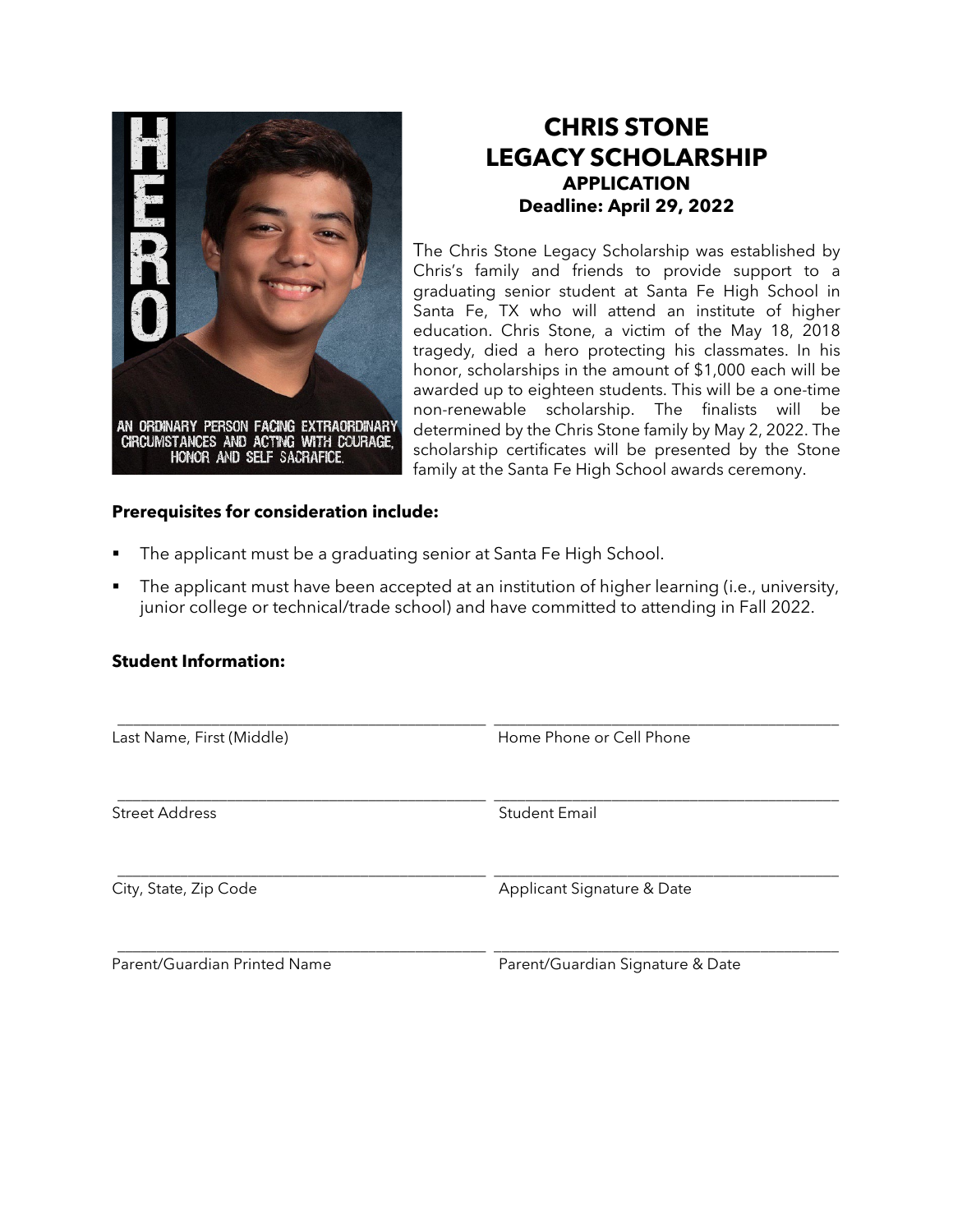# CHRIS STONE
# LEGACY SCHOLARSHIP

### APPLICATION

### Deadline: April 29, 2022

The Chris Stone Legacy Scholarship was established by Chris's family and friends to provide support to a graduating senior student at Santa Fe High School in Santa Fe, TX who will attend an institute of higher education. Chris Stone, a victim of the May 18, 2018 tragedy, died a hero protecting his classmates. In his honor, scholarships in the amount of $1,000 each will be awarded up to eighteen students. This will be a one-time non-renewable scholarship. The finalists will be determined by the Chris Stone family by May 2, 2022. The scholarship certificates will be presented by the Stone family at the Santa Fe High School awards ceremony.

**Prerequisites for consideration include:**

- The applicant must be a graduating senior at Santa Fe High School.
- The applicant must have been accepted at an institution of higher learning (i.e., university, junior college or technical/trade school) and have committed to attending in Fall 2022.

**Student Information:**

| | |
|---|---|
| ______________________________ | ______________________________ |
| Last Name, First (Middle) | Home Phone or Cell Phone |
| ______________________________ | ______________________________ |
| Street Address | Student Email |
| ______________________________ | ______________________________ |
| City, State, Zip Code | Applicant Signature & Date |
| ______________________________ | ______________________________ |
| Parent/Guardian Printed Name | Parent/Guardian Signature & Date |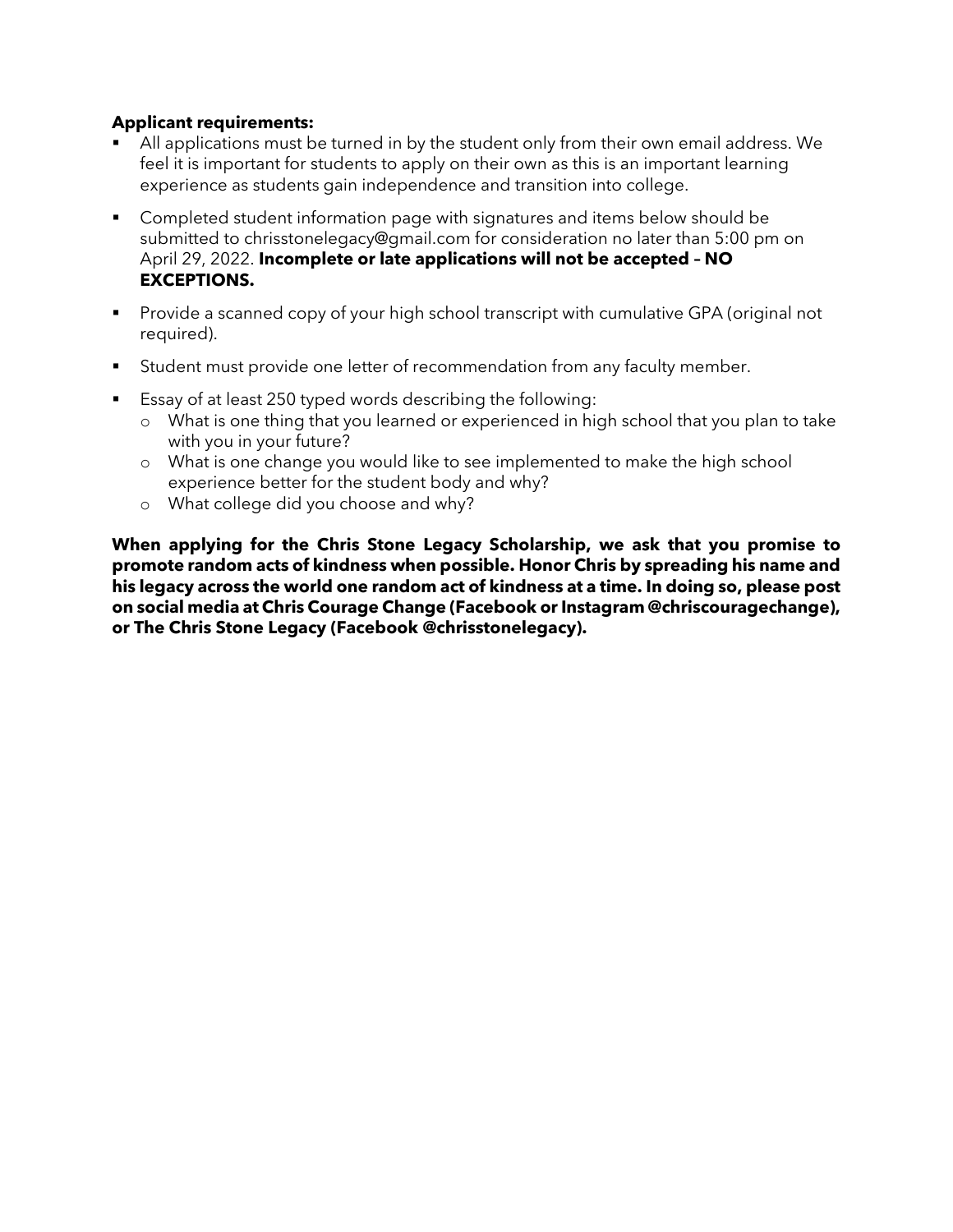**Applicant requirements:**

- All applications must be turned in by the student only from their own email address. We feel it is important for students to apply on their own as this is an important learning experience as students gain independence and transition into college.
- Completed student information page with signatures and items below should be submitted to chrisstonelegacy@gmail.com for consideration no later than 5:00 pm on April 29, 2022. **Incomplete or late applications will not be accepted – NO EXCEPTIONS.**
- Provide a scanned copy of your high school transcript with cumulative GPA (original not required).
- Student must provide one letter of recommendation from any faculty member.
- Essay of at least 250 typed words describing the following:
  - What is one thing that you learned or experienced in high school that you plan to take with you in your future?
  - What is one change you would like to see implemented to make the high school experience better for the student body and why?
  - What college did you choose and why?

**When applying for the Chris Stone Legacy Scholarship, we ask that you promise to promote random acts of kindness when possible. Honor Chris by spreading his name and his legacy across the world one random act of kindness at a time. In doing so, please post on social media at Chris Courage Change (Facebook or Instagram @chriscouragechange), or The Chris Stone Legacy (Facebook @chrisstonelegacy).**